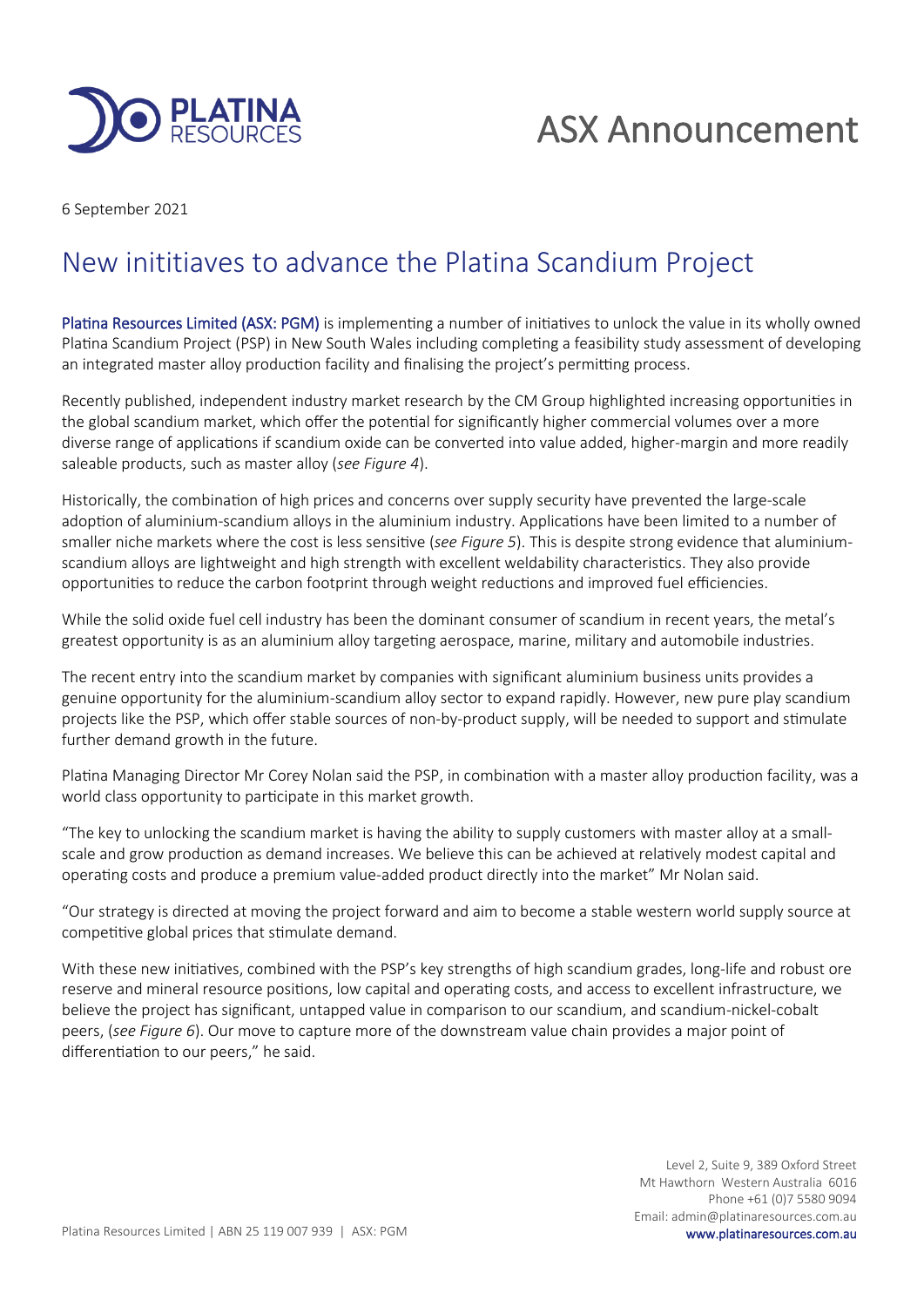# ASX Announcement

6 September 2021

## New inititiaves to advance the Platina Scandium Project

Platina Resources Limited (ASX: PGM) is implementing a number of initiatives to unlock the value in its wholly owned Platina Scandium Project (PSP) in New South Wales including completing a feasibility study assessment of developing an integrated master alloy production facility and finalising the project's permitting process.

Recently published, independent industry market research by the CM Group highlighted increasing opportunities in the global scandium market, which offer the potential for significantly higher commercial volumes over a more diverse range of applications if scandium oxide can be converted into value added, higher-margin and more readily saleable products, such as master alloy (*see Figure 4*).

Historically, the combination of high prices and concerns over supply security have prevented the large-scale adoption of aluminium-scandium alloys in the aluminium industry. Applications have been limited to a number of smaller niche markets where the cost is less sensitive (*see Figure 5*). This is despite strong evidence that aluminium-scandium alloys are lightweight and high strength with excellent weldability characteristics. They also provide opportunities to reduce the carbon footprint through weight reductions and improved fuel efficiencies.

While the solid oxide fuel cell industry has been the dominant consumer of scandium in recent years, the metal's greatest opportunity is as an aluminium alloy targeting aerospace, marine, military and automobile industries.

The recent entry into the scandium market by companies with significant aluminium business units provides a genuine opportunity for the aluminium-scandium alloy sector to expand rapidly. However, new pure play scandium projects like the PSP, which offer stable sources of non-by-product supply, will be needed to support and stimulate further demand growth in the future.

Platina Managing Director Mr Corey Nolan said the PSP, in combination with a master alloy production facility, was a world class opportunity to participate in this market growth.

"The key to unlocking the scandium market is having the ability to supply customers with master alloy at a small-scale and grow production as demand increases. We believe this can be achieved at relatively modest capital and operating costs and produce a premium value-added product directly into the market" Mr Nolan said.

"Our strategy is directed at moving the project forward and aim to become a stable western world supply source at competitive global prices that stimulate demand.

With these new initiatives, combined with the PSP's key strengths of high scandium grades, long-life and robust ore reserve and mineral resource positions, low capital and operating costs, and access to excellent infrastructure, we believe the project has significant, untapped value in comparison to our scandium, and scandium-nickel-cobalt peers, (*see Figure 6*). Our move to capture more of the downstream value chain provides a major point of differentiation to our peers," he said.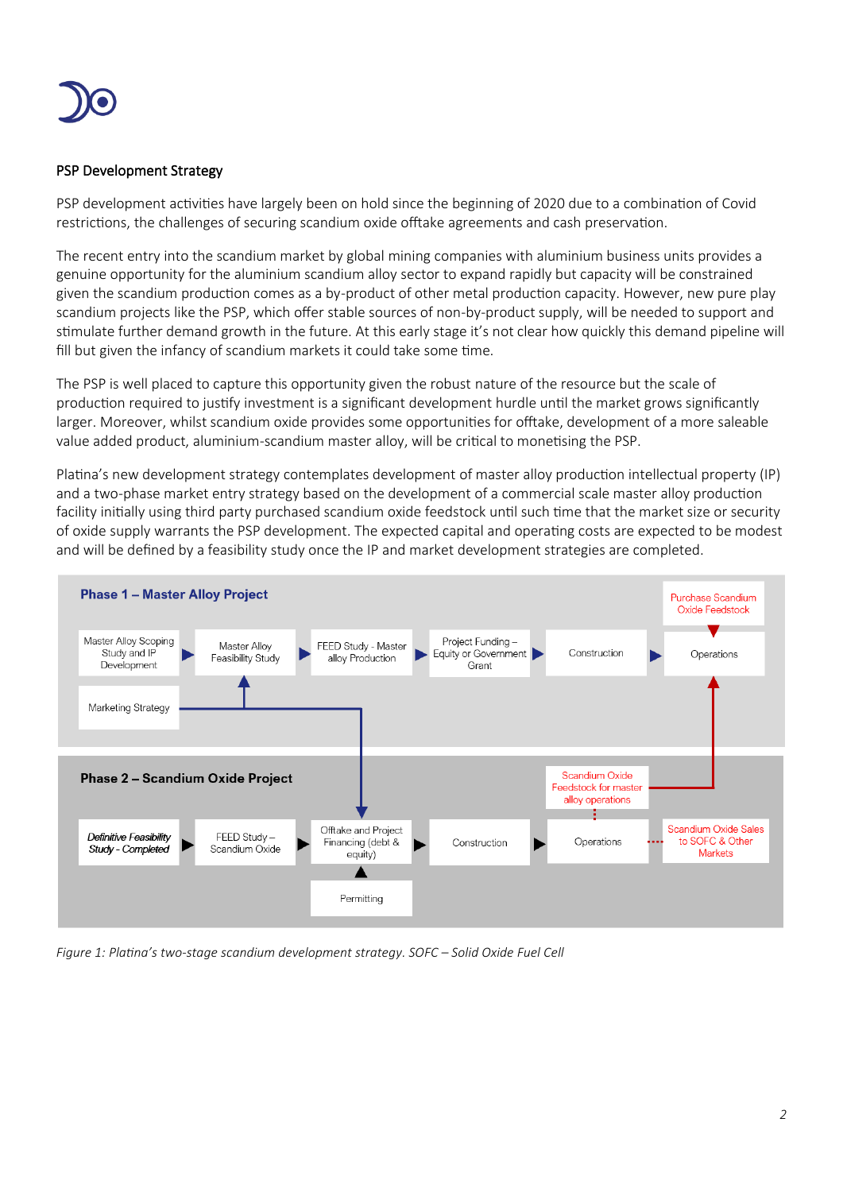## PSP Development Strategy

PSP development activities have largely been on hold since the beginning of 2020 due to a combination of Covid restrictions, the challenges of securing scandium oxide offtake agreements and cash preservation.

The recent entry into the scandium market by global mining companies with aluminium business units provides a genuine opportunity for the aluminium scandium alloy sector to expand rapidly but capacity will be constrained given the scandium production comes as a by-product of other metal production capacity. However, new pure play scandium projects like the PSP, which offer stable sources of non-by-product supply, will be needed to support and stimulate further demand growth in the future. At this early stage it's not clear how quickly this demand pipeline will fill but given the infancy of scandium markets it could take some time.

The PSP is well placed to capture this opportunity given the robust nature of the resource but the scale of production required to justify investment is a significant development hurdle until the market grows significantly larger. Moreover, whilst scandium oxide provides some opportunities for offtake, development of a more saleable value added product, aluminium-scandium master alloy, will be critical to monetising the PSP.

Platina's new development strategy contemplates development of master alloy production intellectual property (IP) and a two-phase market entry strategy based on the development of a commercial scale master alloy production facility initially using third party purchased scandium oxide feedstock until such time that the market size or security of oxide supply warrants the PSP development. The expected capital and operating costs are expected to be modest and will be defined by a feasibility study once the IP and market development strategies are completed.

**Phase 1 – Master Alloy Project**

Master Alloy Scoping Study and IP Development → Master Alloy Feasibility Study → FEED Study - Master alloy Production → Project Funding – Equity or Government Grant → Construction → Operations

Marketing Strategy → Master Alloy Feasibility Study; Marketing Strategy → Offtake and Project Financing (debt & equity)

Purchase Scandium Oxide Feedstock → Operations

**Phase 2 – Scandium Oxide Project**

*Definitive Feasibility Study - Completed* → FEED Study – Scandium Oxide → Offtake and Project Financing (debt & equity) → Construction → Operations → Scandium Oxide Sales to SOFC & Other Markets

Permitting → Offtake and Project Financing (debt & equity)

Operations → Scandium Oxide Feedstock for master alloy operations → Operations (Phase 1)

*Figure 1: Platina's two-stage scandium development strategy. SOFC – Solid Oxide Fuel Cell*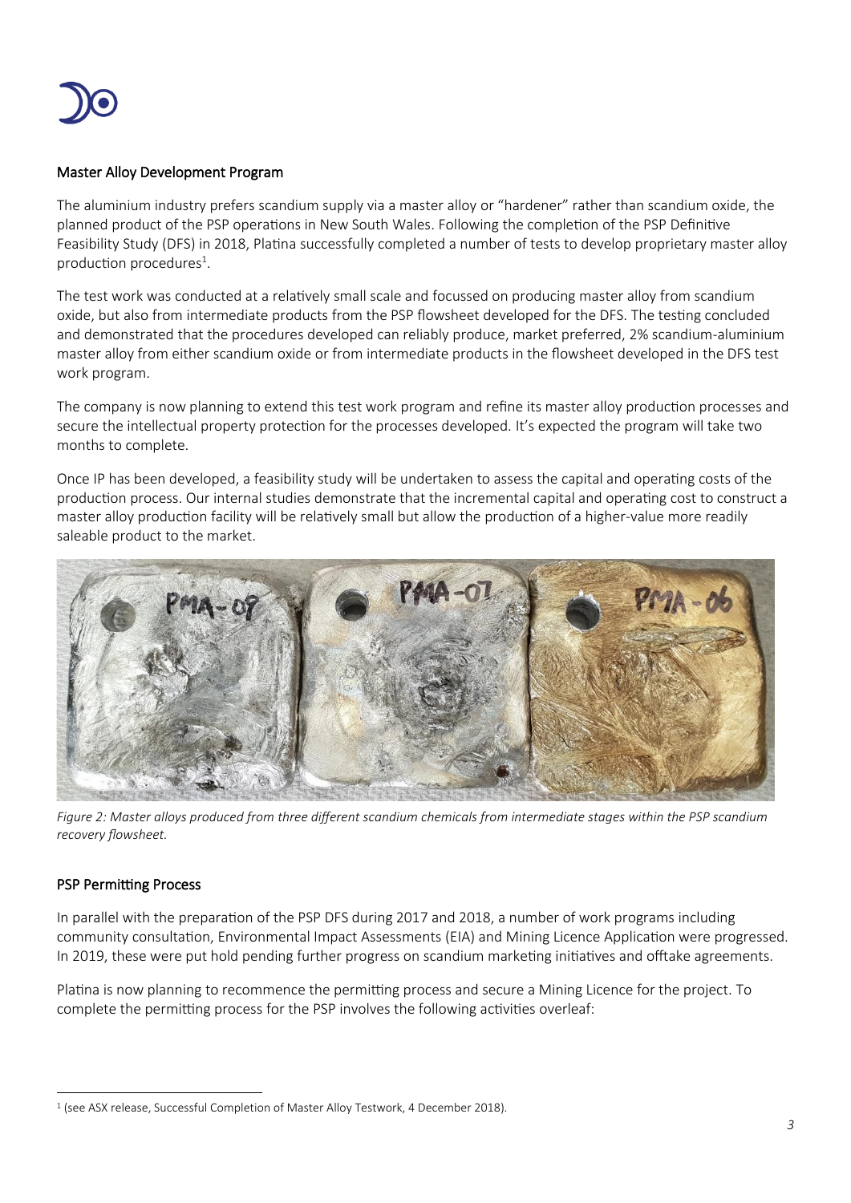## Master Alloy Development Program

The aluminium industry prefers scandium supply via a master alloy or "hardener" rather than scandium oxide, the planned product of the PSP operations in New South Wales. Following the completion of the PSP Definitive Feasibility Study (DFS) in 2018, Platina successfully completed a number of tests to develop proprietary master alloy production procedures[1].

The test work was conducted at a relatively small scale and focussed on producing master alloy from scandium oxide, but also from intermediate products from the PSP flowsheet developed for the DFS. The testing concluded and demonstrated that the procedures developed can reliably produce, market preferred, 2% scandium-aluminium master alloy from either scandium oxide or from intermediate products in the flowsheet developed in the DFS test work program.

The company is now planning to extend this test work program and refine its master alloy production processes and secure the intellectual property protection for the processes developed. It's expected the program will take two months to complete.

Once IP has been developed, a feasibility study will be undertaken to assess the capital and operating costs of the production process. Our internal studies demonstrate that the incremental capital and operating cost to construct a master alloy production facility will be relatively small but allow the production of a higher-value more readily saleable product to the market.

*Figure 2: Master alloys produced from three different scandium chemicals from intermediate stages within the PSP scandium recovery flowsheet.*

## PSP Permitting Process

In parallel with the preparation of the PSP DFS during 2017 and 2018, a number of work programs including community consultation, Environmental Impact Assessments (EIA) and Mining Licence Application were progressed. In 2019, these were put hold pending further progress on scandium marketing initiatives and offtake agreements.

Platina is now planning to recommence the permitting process and secure a Mining Licence for the project. To complete the permitting process for the PSP involves the following activities overleaf:

[1] (see ASX release, Successful Completion of Master Alloy Testwork, 4 December 2018).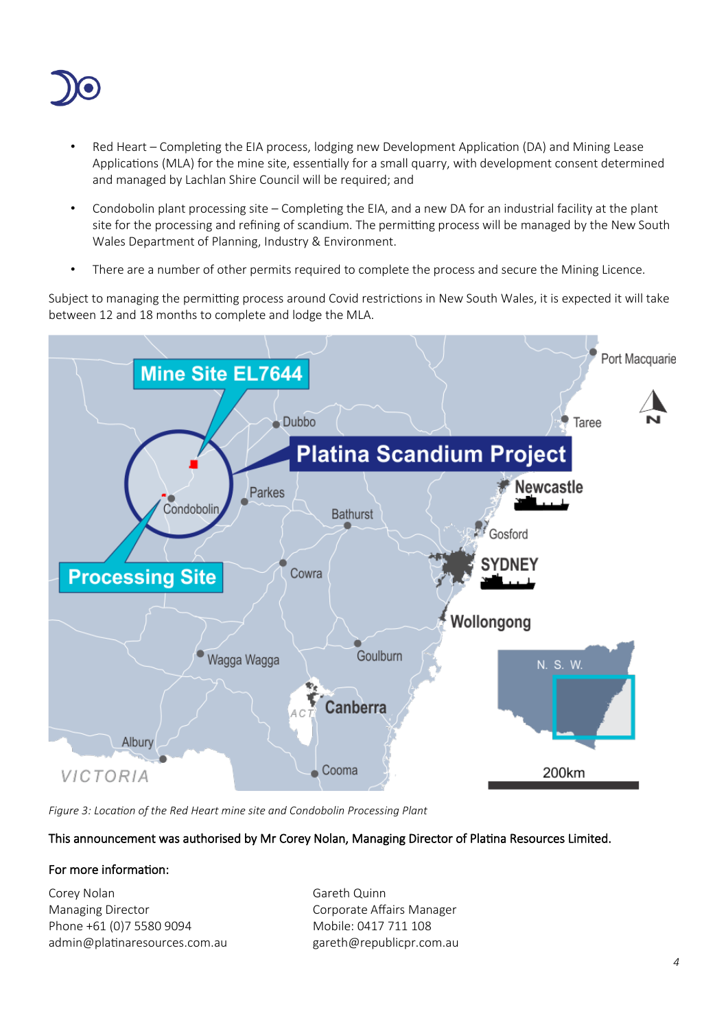- Red Heart – Completing the EIA process, lodging new Development Application (DA) and Mining Lease Applications (MLA) for the mine site, essentially for a small quarry, with development consent determined and managed by Lachlan Shire Council will be required; and
- Condobolin plant processing site – Completing the EIA, and a new DA for an industrial facility at the plant site for the processing and refining of scandium. The permitting process will be managed by the New South Wales Department of Planning, Industry & Environment.
- There are a number of other permits required to complete the process and secure the Mining Licence.

Subject to managing the permitting process around Covid restrictions in New South Wales, it is expected it will take between 12 and 18 months to complete and lodge the MLA.

*Figure 3: Location of the Red Heart mine site and Condobolin Processing Plant*

This announcement was authorised by Mr Corey Nolan, Managing Director of Platina Resources Limited.

For more information:

Corey Nolan
Managing Director
Phone +61 (0)7 5580 9094
admin@platinaresources.com.au

Gareth Quinn
Corporate Affairs Manager
Mobile: 0417 711 108
gareth@republicpr.com.au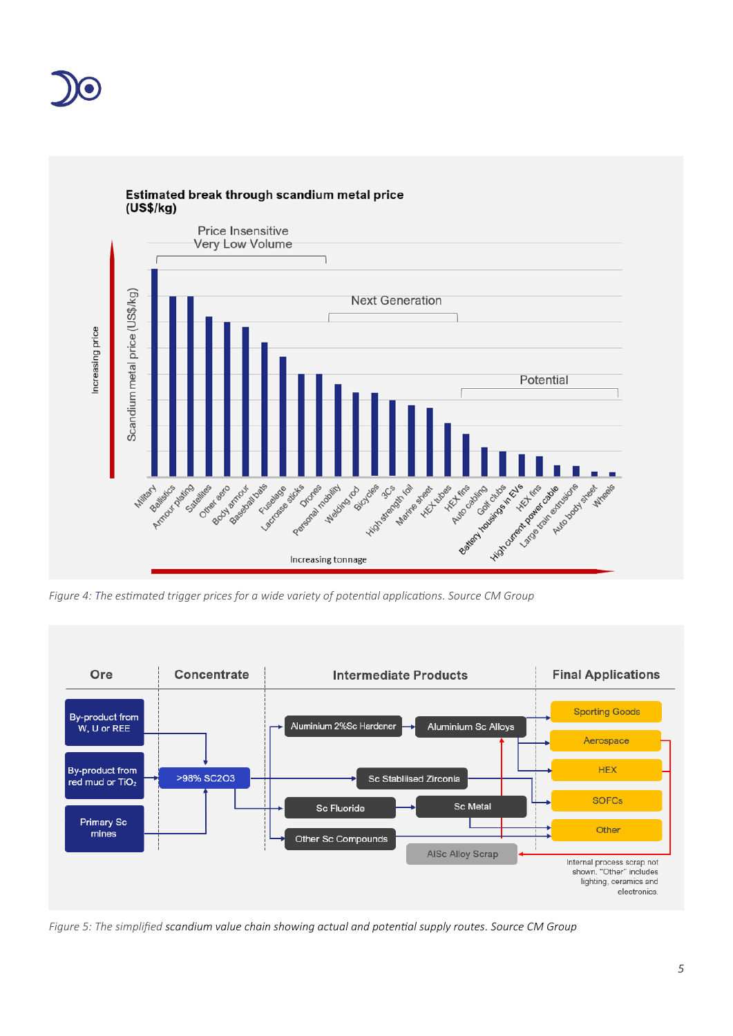*Figure 4: The estimated trigger prices for a wide variety of potential applications. Source CM Group*

*Figure 5: The simplified scandium value chain showing actual and potential supply routes. Source CM Group*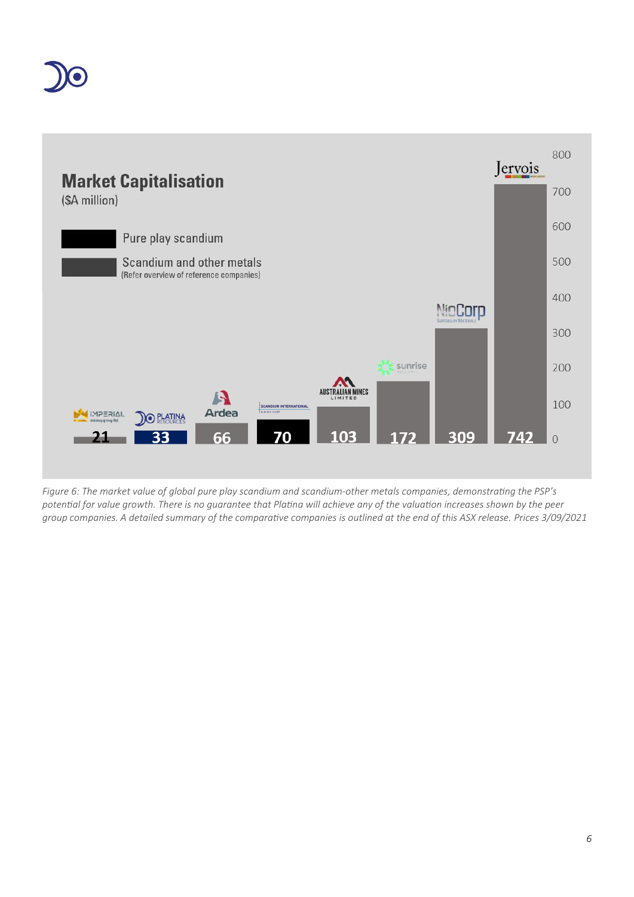## Market Capitalisation

($A million)

- Pure play scandium
- Scandium and other metals (Refer overview of reference companies)

| Company | Market Capitalisation ($A million) |
|---|---|
| Imperial Mining Group Ltd. | 21 |
| Platina Resources | 33 |
| Ardea | 66 |
| Scandium International Mining Corp | 70 |
| Australian Mines Limited | 103 |
| Sunrise | 172 |
| NioCorp | 309 |
| Jervois | 742 |

*Figure 6: The market value of global pure play scandium and scandium-other metals companies, demonstrating the PSP's potential for value growth. There is no guarantee that Platina will achieve any of the valuation increases shown by the peer group companies. A detailed summary of the comparative companies is outlined at the end of this ASX release. Prices 3/09/2021*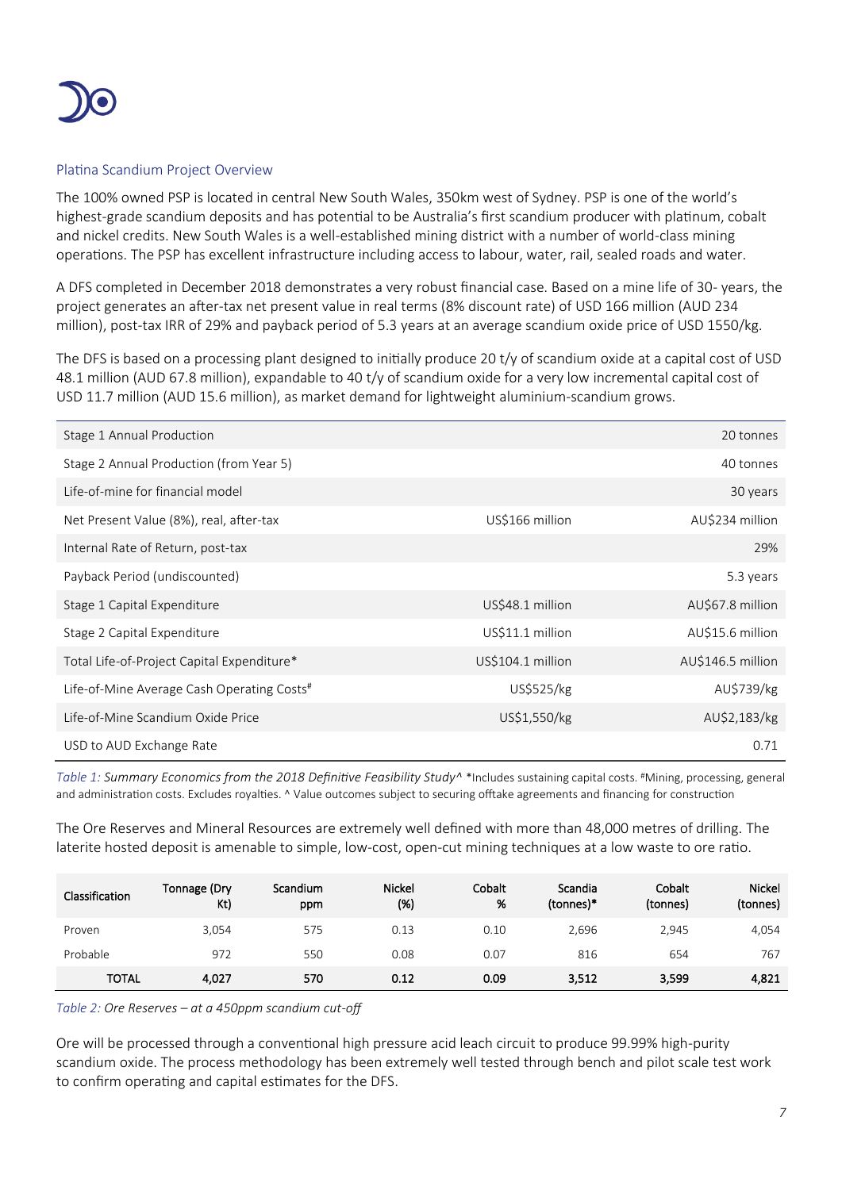## Platina Scandium Project Overview

The 100% owned PSP is located in central New South Wales, 350km west of Sydney. PSP is one of the world's highest-grade scandium deposits and has potential to be Australia's first scandium producer with platinum, cobalt and nickel credits. New South Wales is a well-established mining district with a number of world-class mining operations. The PSP has excellent infrastructure including access to labour, water, rail, sealed roads and water.

A DFS completed in December 2018 demonstrates a very robust financial case. Based on a mine life of 30- years, the project generates an after-tax net present value in real terms (8% discount rate) of USD 166 million (AUD 234 million), post-tax IRR of 29% and payback period of 5.3 years at an average scandium oxide price of USD 1550/kg.

The DFS is based on a processing plant designed to initially produce 20 t/y of scandium oxide at a capital cost of USD 48.1 million (AUD 67.8 million), expandable to 40 t/y of scandium oxide for a very low incremental capital cost of USD 11.7 million (AUD 15.6 million), as market demand for lightweight aluminium-scandium grows.

| | | |
|---|---|---|
| Stage 1 Annual Production | | 20 tonnes |
| Stage 2 Annual Production (from Year 5) | | 40 tonnes |
| Life-of-mine for financial model | | 30 years |
| Net Present Value (8%), real, after-tax | US$166 million | AU$234 million |
| Internal Rate of Return, post-tax | | 29% |
| Payback Period (undiscounted) | | 5.3 years |
| Stage 1 Capital Expenditure | US$48.1 million | AU$67.8 million |
| Stage 2 Capital Expenditure | US$11.1 million | AU$15.6 million |
| Total Life-of-Project Capital Expenditure* | US$104.1 million | AU$146.5 million |
| Life-of-Mine Average Cash Operating Costs# | US$525/kg | AU$739/kg |
| Life-of-Mine Scandium Oxide Price | US$1,550/kg | AU$2,183/kg |
| USD to AUD Exchange Rate | | 0.71 |

*Table 1: Summary Economics from the 2018 Definitive Feasibility Study^* *Includes sustaining capital costs. #Mining, processing, general and administration costs. Excludes royalties. ^ Value outcomes subject to securing offtake agreements and financing for construction

The Ore Reserves and Mineral Resources are extremely well defined with more than 48,000 metres of drilling. The laterite hosted deposit is amenable to simple, low-cost, open-cut mining techniques at a low waste to ore ratio.

| Classification | Tonnage (Dry Kt) | Scandium ppm | Nickel (%) | Cobalt % | Scandia (tonnes)* | Cobalt (tonnes) | Nickel (tonnes) |
|---|---|---|---|---|---|---|---|
| Proven | 3,054 | 575 | 0.13 | 0.10 | 2,696 | 2,945 | 4,054 |
| Probable | 972 | 550 | 0.08 | 0.07 | 816 | 654 | 767 |
| **TOTAL** | **4,027** | **570** | **0.12** | **0.09** | **3,512** | **3,599** | **4,821** |

*Table 2: Ore Reserves – at a 450ppm scandium cut-off*

Ore will be processed through a conventional high pressure acid leach circuit to produce 99.99% high-purity scandium oxide. The process methodology has been extremely well tested through bench and pilot scale test work to confirm operating and capital estimates for the DFS.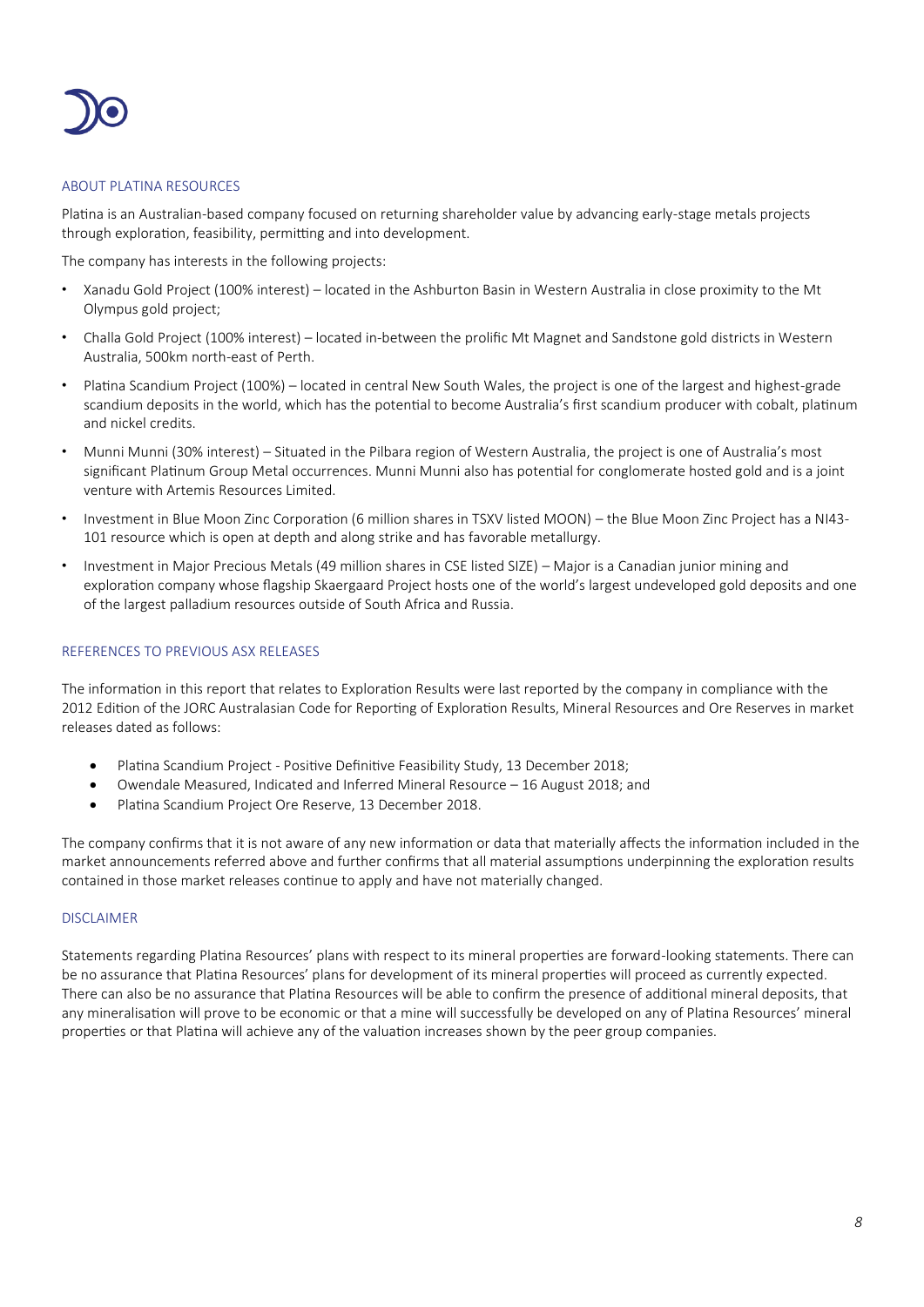## ABOUT PLATINA RESOURCES

Platina is an Australian-based company focused on returning shareholder value by advancing early-stage metals projects through exploration, feasibility, permitting and into development.

The company has interests in the following projects:

- Xanadu Gold Project (100% interest) – located in the Ashburton Basin in Western Australia in close proximity to the Mt Olympus gold project;
- Challa Gold Project (100% interest) – located in-between the prolific Mt Magnet and Sandstone gold districts in Western Australia, 500km north-east of Perth.
- Platina Scandium Project (100%) – located in central New South Wales, the project is one of the largest and highest-grade scandium deposits in the world, which has the potential to become Australia's first scandium producer with cobalt, platinum and nickel credits.
- Munni Munni (30% interest) – Situated in the Pilbara region of Western Australia, the project is one of Australia's most significant Platinum Group Metal occurrences. Munni Munni also has potential for conglomerate hosted gold and is a joint venture with Artemis Resources Limited.
- Investment in Blue Moon Zinc Corporation (6 million shares in TSXV listed MOON) – the Blue Moon Zinc Project has a NI43-101 resource which is open at depth and along strike and has favorable metallurgy.
- Investment in Major Precious Metals (49 million shares in CSE listed SIZE) – Major is a Canadian junior mining and exploration company whose flagship Skaergaard Project hosts one of the world's largest undeveloped gold deposits and one of the largest palladium resources outside of South Africa and Russia.

## REFERENCES TO PREVIOUS ASX RELEASES

The information in this report that relates to Exploration Results were last reported by the company in compliance with the 2012 Edition of the JORC Australasian Code for Reporting of Exploration Results, Mineral Resources and Ore Reserves in market releases dated as follows:

- Platina Scandium Project - Positive Definitive Feasibility Study, 13 December 2018;
- Owendale Measured, Indicated and Inferred Mineral Resource – 16 August 2018; and
- Platina Scandium Project Ore Reserve, 13 December 2018.

The company confirms that it is not aware of any new information or data that materially affects the information included in the market announcements referred above and further confirms that all material assumptions underpinning the exploration results contained in those market releases continue to apply and have not materially changed.

## DISCLAIMER

Statements regarding Platina Resources' plans with respect to its mineral properties are forward-looking statements. There can be no assurance that Platina Resources' plans for development of its mineral properties will proceed as currently expected. There can also be no assurance that Platina Resources will be able to confirm the presence of additional mineral deposits, that any mineralisation will prove to be economic or that a mine will successfully be developed on any of Platina Resources' mineral properties or that Platina will achieve any of the valuation increases shown by the peer group companies.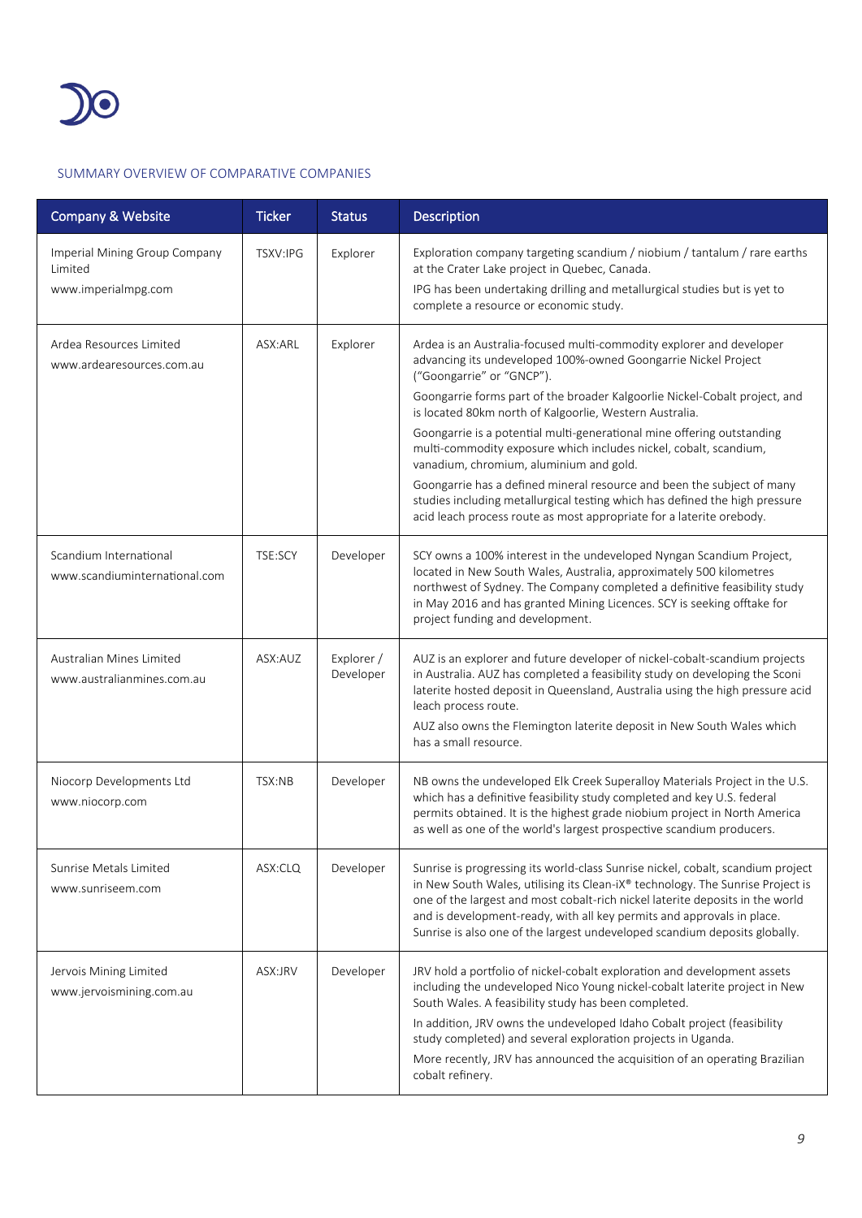## SUMMARY OVERVIEW OF COMPARATIVE COMPANIES

| Company & Website | Ticker | Status | Description |
|---|---|---|---|
| Imperial Mining Group Company Limited<br>www.imperialmpg.com | TSXV:IPG | Explorer | Exploration company targeting scandium / niobium / tantalum / rare earths at the Crater Lake project in Quebec, Canada.<br>IPG has been undertaking drilling and metallurgical studies but is yet to complete a resource or economic study. |
| Ardea Resources Limited<br>www.ardearesources.com.au | ASX:ARL | Explorer | Ardea is an Australia-focused multi-commodity explorer and developer advancing its undeveloped 100%-owned Goongarrie Nickel Project ("Goongarrie" or "GNCP").<br>Goongarrie forms part of the broader Kalgoorlie Nickel-Cobalt project, and is located 80km north of Kalgoorlie, Western Australia.<br>Goongarrie is a potential multi-generational mine offering outstanding multi-commodity exposure which includes nickel, cobalt, scandium, vanadium, chromium, aluminium and gold.<br>Goongarrie has a defined mineral resource and been the subject of many studies including metallurgical testing which has defined the high pressure acid leach process route as most appropriate for a laterite orebody. |
| Scandium International<br>www.scandiuminternational.com | TSE:SCY | Developer | SCY owns a 100% interest in the undeveloped Nyngan Scandium Project, located in New South Wales, Australia, approximately 500 kilometres northwest of Sydney. The Company completed a definitive feasibility study in May 2016 and has granted Mining Licences. SCY is seeking offtake for project funding and development. |
| Australian Mines Limited<br>www.australianmines.com.au | ASX:AUZ | Explorer / Developer | AUZ is an explorer and future developer of nickel-cobalt-scandium projects in Australia. AUZ has completed a feasibility study on developing the Sconi laterite hosted deposit in Queensland, Australia using the high pressure acid leach process route.<br>AUZ also owns the Flemington laterite deposit in New South Wales which has a small resource. |
| Niocorp Developments Ltd<br>www.niocorp.com | TSX:NB | Developer | NB owns the undeveloped Elk Creek Superalloy Materials Project in the U.S. which has a definitive feasibility study completed and key U.S. federal permits obtained. It is the highest grade niobium project in North America as well as one of the world's largest prospective scandium producers. |
| Sunrise Metals Limited<br>www.sunriseem.com | ASX:CLQ | Developer | Sunrise is progressing its world-class Sunrise nickel, cobalt, scandium project in New South Wales, utilising its Clean-iX® technology. The Sunrise Project is one of the largest and most cobalt-rich nickel laterite deposits in the world and is development-ready, with all key permits and approvals in place. Sunrise is also one of the largest undeveloped scandium deposits globally. |
| Jervois Mining Limited<br>www.jervoismining.com.au | ASX:JRV | Developer | JRV hold a portfolio of nickel-cobalt exploration and development assets including the undeveloped Nico Young nickel-cobalt laterite project in New South Wales. A feasibility study has been completed.<br>In addition, JRV owns the undeveloped Idaho Cobalt project (feasibility study completed) and several exploration projects in Uganda.<br>More recently, JRV has announced the acquisition of an operating Brazilian cobalt refinery. |